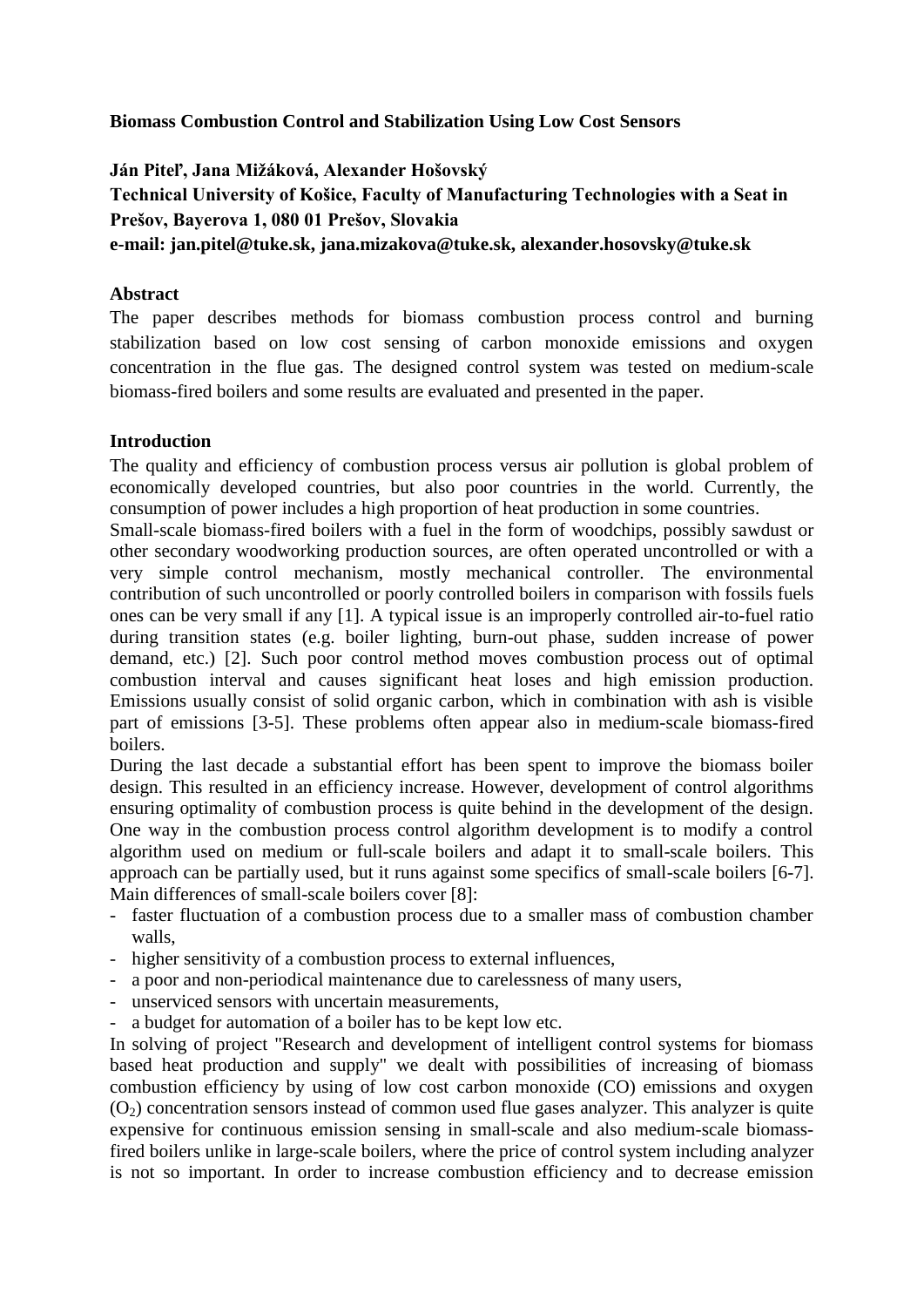**Biomass Combustion Control and Stabilization Using Low Cost Sensors**

**Ján Piteľ, Jana Mižáková, Alexander Hošovský**
**Technical University of Košice, Faculty of Manufacturing Technologies with a Seat in Prešov, Bayerova 1, 080 01 Prešov, Slovakia**
**e-mail: jan.pitel@tuke.sk, jana.mizakova@tuke.sk, alexander.hosovsky@tuke.sk**

## Abstract

The paper describes methods for biomass combustion process control and burning stabilization based on low cost sensing of carbon monoxide emissions and oxygen concentration in the flue gas. The designed control system was tested on medium-scale biomass-fired boilers and some results are evaluated and presented in the paper.

## Introduction

The quality and efficiency of combustion process versus air pollution is global problem of economically developed countries, but also poor countries in the world. Currently, the consumption of power includes a high proportion of heat production in some countries.

Small-scale biomass-fired boilers with a fuel in the form of woodchips, possibly sawdust or other secondary woodworking production sources, are often operated uncontrolled or with a very simple control mechanism, mostly mechanical controller. The environmental contribution of such uncontrolled or poorly controlled boilers in comparison with fossils fuels ones can be very small if any [1]. A typical issue is an improperly controlled air-to-fuel ratio during transition states (e.g. boiler lighting, burn-out phase, sudden increase of power demand, etc.) [2]. Such poor control method moves combustion process out of optimal combustion interval and causes significant heat loses and high emission production. Emissions usually consist of solid organic carbon, which in combination with ash is visible part of emissions [3-5]. These problems often appear also in medium-scale biomass-fired boilers.

During the last decade a substantial effort has been spent to improve the biomass boiler design. This resulted in an efficiency increase. However, development of control algorithms ensuring optimality of combustion process is quite behind in the development of the design. One way in the combustion process control algorithm development is to modify a control algorithm used on medium or full-scale boilers and adapt it to small-scale boilers. This approach can be partially used, but it runs against some specifics of small-scale boilers [6-7]. Main differences of small-scale boilers cover [8]:

- faster fluctuation of a combustion process due to a smaller mass of combustion chamber walls,
- higher sensitivity of a combustion process to external influences,
- a poor and non-periodical maintenance due to carelessness of many users,
- unserviced sensors with uncertain measurements,
- a budget for automation of a boiler has to be kept low etc.

In solving of project "Research and development of intelligent control systems for biomass based heat production and supply" we dealt with possibilities of increasing of biomass combustion efficiency by using of low cost carbon monoxide (CO) emissions and oxygen ($O_2$) concentration sensors instead of common used flue gases analyzer. This analyzer is quite expensive for continuous emission sensing in small-scale and also medium-scale biomass-fired boilers unlike in large-scale boilers, where the price of control system including analyzer is not so important. In order to increase combustion efficiency and to decrease emission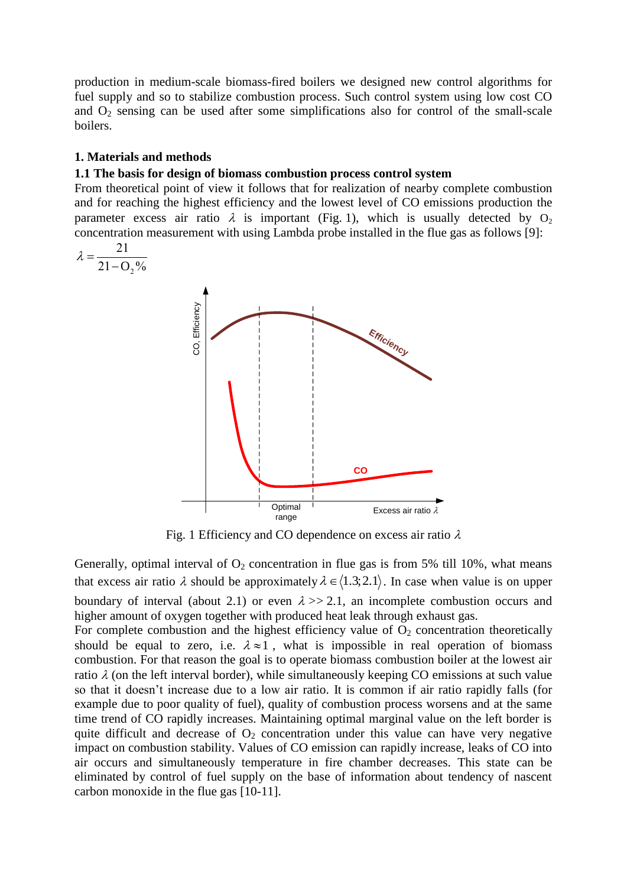production in medium-scale biomass-fired boilers we designed new control algorithms for fuel supply and so to stabilize combustion process. Such control system using low cost CO and $O_2$ sensing can be used after some simplifications also for control of the small-scale boilers.

## 1. Materials and methods

### 1.1 The basis for design of biomass combustion process control system

From theoretical point of view it follows that for realization of nearby complete combustion and for reaching the highest efficiency and the lowest level of CO emissions production the parameter excess air ratio $\lambda$ is important (Fig. 1), which is usually detected by $O_2$ concentration measurement with using Lambda probe installed in the flue gas as follows [9]:

$$\lambda = \frac{21}{21 - O_2\%}$$

CO, Efficiency

Efficiency

CO

Optimal range

Excess air ratio $\lambda$

Fig. 1 Efficiency and CO dependence on excess air ratio $\lambda$

Generally, optimal interval of $O_2$ concentration in flue gas is from 5% till 10%, what means that excess air ratio $\lambda$ should be approximately $\lambda \in \langle 1.3; 2.1 \rangle$. In case when value is on upper boundary of interval (about 2.1) or even $\lambda >> 2.1$, an incomplete combustion occurs and higher amount of oxygen together with produced heat leak through exhaust gas.

For complete combustion and the highest efficiency value of $O_2$ concentration theoretically should be equal to zero, i.e. $\lambda \approx 1$, what is impossible in real operation of biomass combustion. For that reason the goal is to operate biomass combustion boiler at the lowest air ratio $\lambda$ (on the left interval border), while simultaneously keeping CO emissions at such value so that it doesn't increase due to a low air ratio. It is common if air ratio rapidly falls (for example due to poor quality of fuel), quality of combustion process worsens and at the same time trend of CO rapidly increases. Maintaining optimal marginal value on the left border is quite difficult and decrease of $O_2$ concentration under this value can have very negative impact on combustion stability. Values of CO emission can rapidly increase, leaks of CO into air occurs and simultaneously temperature in fire chamber decreases. This state can be eliminated by control of fuel supply on the base of information about tendency of nascent carbon monoxide in the flue gas [10-11].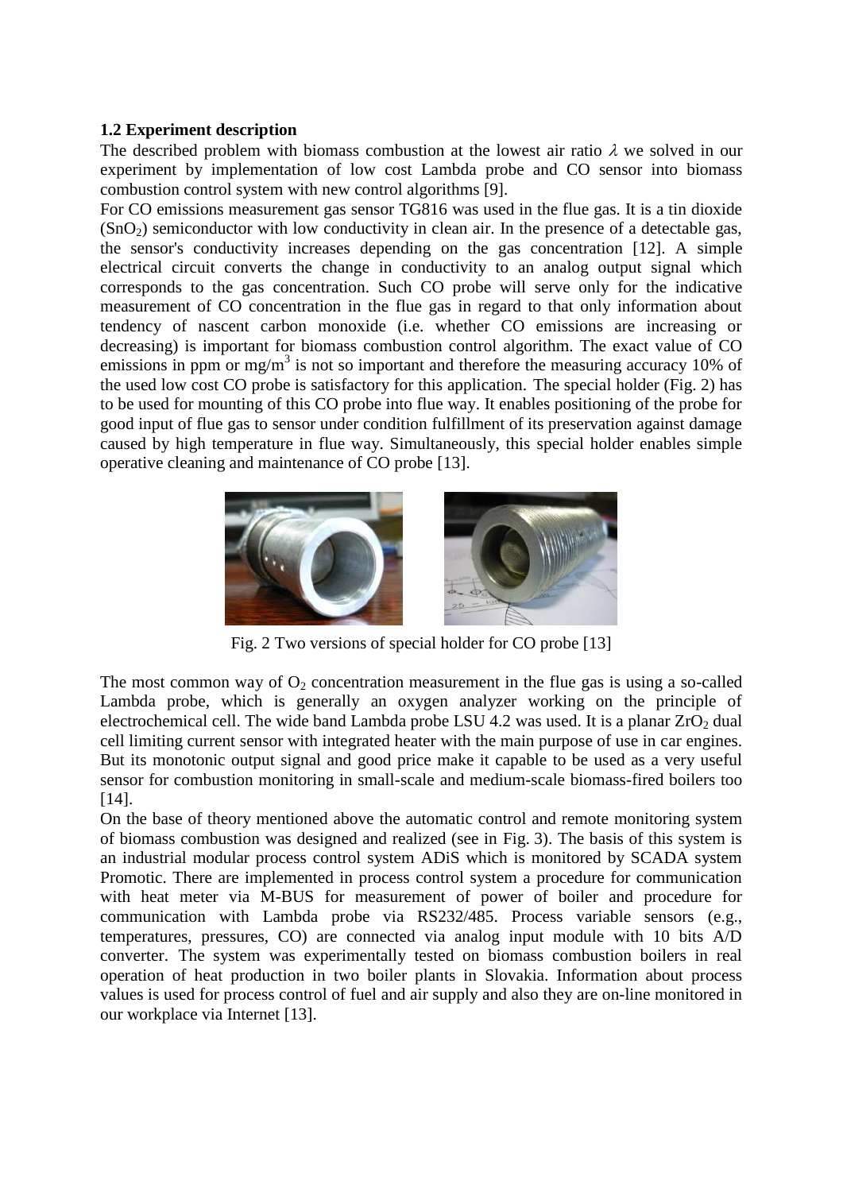### 1.2 Experiment description

The described problem with biomass combustion at the lowest air ratio $\lambda$ we solved in our experiment by implementation of low cost Lambda probe and CO sensor into biomass combustion control system with new control algorithms [9].

For CO emissions measurement gas sensor TG816 was used in the flue gas. It is a tin dioxide ($SnO_2$) semiconductor with low conductivity in clean air. In the presence of a detectable gas, the sensor's conductivity increases depending on the gas concentration [12]. A simple electrical circuit converts the change in conductivity to an analog output signal which corresponds to the gas concentration. Such CO probe will serve only for the indicative measurement of CO concentration in the flue gas in regard to that only information about tendency of nascent carbon monoxide (i.e. whether CO emissions are increasing or decreasing) is important for biomass combustion control algorithm. The exact value of CO emissions in ppm or mg/m$^3$ is not so important and therefore the measuring accuracy 10% of the used low cost CO probe is satisfactory for this application. The special holder (Fig. 2) has to be used for mounting of this CO probe into flue way. It enables positioning of the probe for good input of flue gas to sensor under condition fulfillment of its preservation against damage caused by high temperature in flue way. Simultaneously, this special holder enables simple operative cleaning and maintenance of CO probe [13].

Fig. 2 Two versions of special holder for CO probe [13]

The most common way of $O_2$ concentration measurement in the flue gas is using a so-called Lambda probe, which is generally an oxygen analyzer working on the principle of electrochemical cell. The wide band Lambda probe LSU 4.2 was used. It is a planar $ZrO_2$ dual cell limiting current sensor with integrated heater with the main purpose of use in car engines. But its monotonic output signal and good price make it capable to be used as a very useful sensor for combustion monitoring in small-scale and medium-scale biomass-fired boilers too [14].

On the base of theory mentioned above the automatic control and remote monitoring system of biomass combustion was designed and realized (see in Fig. 3). The basis of this system is an industrial modular process control system ADiS which is monitored by SCADA system Promotic. There are implemented in process control system a procedure for communication with heat meter via M-BUS for measurement of power of boiler and procedure for communication with Lambda probe via RS232/485. Process variable sensors (e.g., temperatures, pressures, CO) are connected via analog input module with 10 bits A/D converter. The system was experimentally tested on biomass combustion boilers in real operation of heat production in two boiler plants in Slovakia. Information about process values is used for process control of fuel and air supply and also they are on-line monitored in our workplace via Internet [13].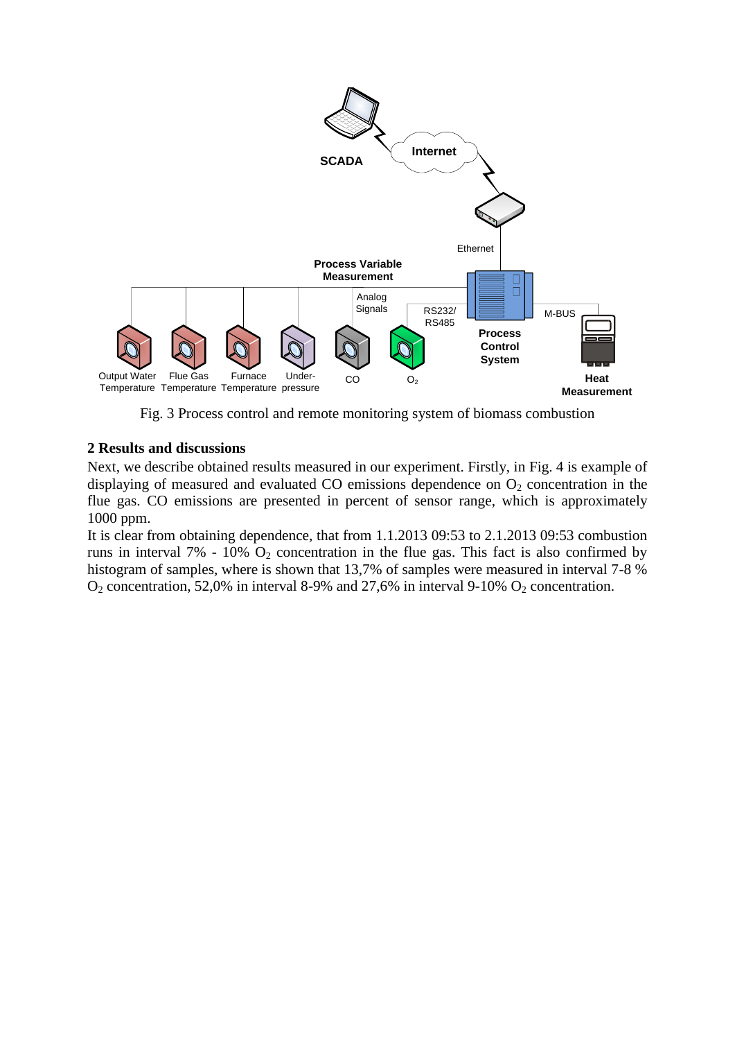SCADA

Internet

Ethernet

Process Variable Measurement

Analog Signals

RS232/ RS485

M-BUS

Process Control System

Heat Measurement

Output Water Temperature

Flue Gas Temperature

Furnace Temperature

Under-pressure

CO

$O_2$

Fig. 3 Process control and remote monitoring system of biomass combustion

## 2 Results and discussions

Next, we describe obtained results measured in our experiment. Firstly, in Fig. 4 is example of displaying of measured and evaluated CO emissions dependence on $O_2$ concentration in the flue gas. CO emissions are presented in percent of sensor range, which is approximately 1000 ppm.

It is clear from obtaining dependence, that from 1.1.2013 09:53 to 2.1.2013 09:53 combustion runs in interval 7% - 10% $O_2$ concentration in the flue gas. This fact is also confirmed by histogram of samples, where is shown that 13,7% of samples were measured in interval 7-8 % $O_2$ concentration, 52,0% in interval 8-9% and 27,6% in interval 9-10% $O_2$ concentration.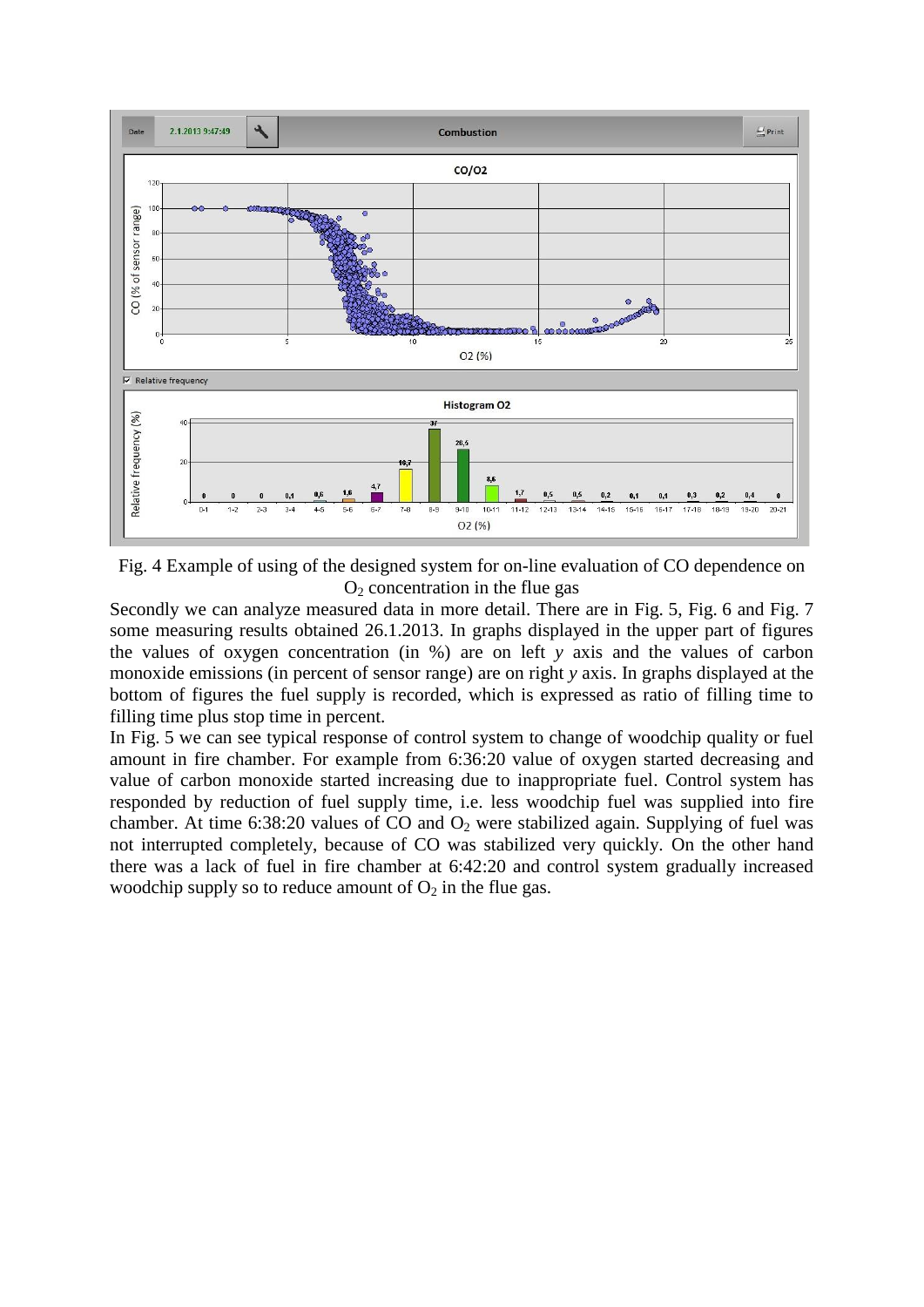Date 2.1.2013 9:47:49

Combustion

Print

CO/O2

CO (% of sensor range)

120
100
80
60
40
20
0

0 5 10 15 20 25

O2 (%)

Relative frequency

Histogram O2

Relative frequency (%)

40
20
0

0 0 0 0,1 0,6 1,6 4,7 16,7 37 26,5 8,6 1,7 0,5 0,5 0,2 0,1 0,1 0,3 0,2 0,4 0

0-1 1-2 2-3 3-4 4-5 5-6 6-7 7-8 8-9 9-10 10-11 11-12 12-13 13-14 14-15 15-16 16-17 17-18 18-19 19-20 20-21

O2 (%)

Fig. 4 Example of using of the designed system for on-line evaluation of CO dependence on $O_2$ concentration in the flue gas

Secondly we can analyze measured data in more detail. There are in Fig. 5, Fig. 6 and Fig. 7 some measuring results obtained 26.1.2013. In graphs displayed in the upper part of figures the values of oxygen concentration (in %) are on left *y* axis and the values of carbon monoxide emissions (in percent of sensor range) are on right *y* axis. In graphs displayed at the bottom of figures the fuel supply is recorded, which is expressed as ratio of filling time to filling time plus stop time in percent.

In Fig. 5 we can see typical response of control system to change of woodchip quality or fuel amount in fire chamber. For example from 6:36:20 value of oxygen started decreasing and value of carbon monoxide started increasing due to inappropriate fuel. Control system has responded by reduction of fuel supply time, i.e. less woodchip fuel was supplied into fire chamber. At time 6:38:20 values of CO and $O_2$ were stabilized again. Supplying of fuel was not interrupted completely, because of CO was stabilized very quickly. On the other hand there was a lack of fuel in fire chamber at 6:42:20 and control system gradually increased woodchip supply so to reduce amount of $O_2$ in the flue gas.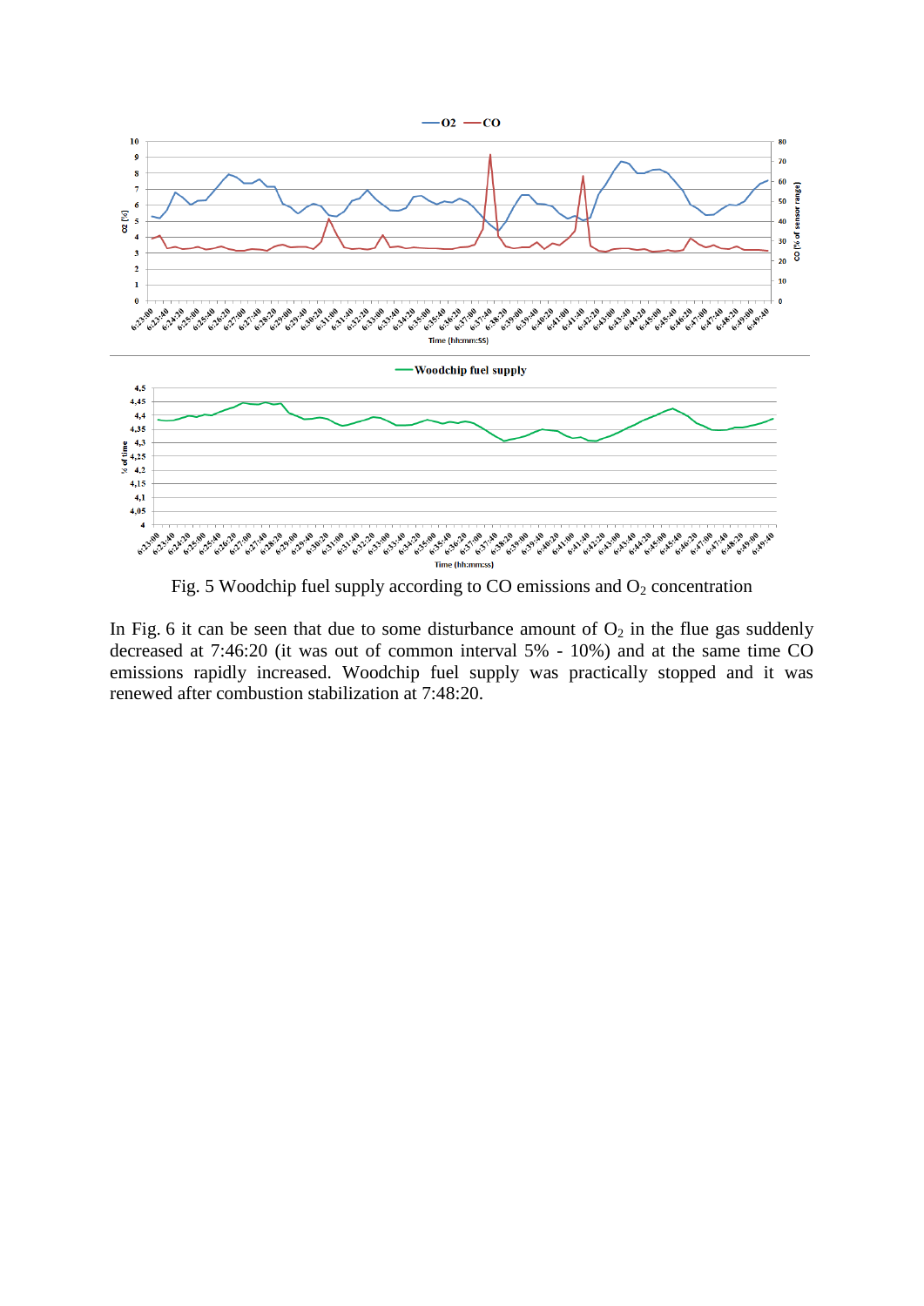—O2 —CO

10
9
8
7
6
5
4
3
2
1
0

O2 [%]

80
70
60
50
40
30
20
10
0

CO (% of sensor range)

6:23:00 6:23:40 6:24:20 6:25:00 6:25:40 6:26:20 6:27:00 6:27:40 6:28:20 6:29:00 6:29:40 6:30:20 6:31:00 6:31:40 6:32:20 6:33:00 6:33:40 6:34:20 6:35:00 6:35:40 6:36:20 6:37:00 6:37:40 6:38:20 6:39:00 6:39:40 6:40:20 6:41:00 6:41:40 6:42:20 6:43:00 6:43:40 6:44:20 6:45:00 6:45:40 6:46:20 6:47:00 6:47:40 6:48:20 6:49:00 6:49:40

Time (hh:mm:SS)

—Woodchip fuel supply

4,5
4,45
4,4
4,35
4,3
4,25
4,2
4,15
4,1
4,05
4

% of time

6:23:00 6:23:40 6:24:20 6:25:00 6:25:40 6:26:20 6:27:00 6:27:40 6:28:20 6:29:00 6:29:40 6:30:20 6:31:00 6:31:40 6:32:20 6:33:00 6:33:40 6:34:20 6:35:00 6:35:40 6:36:20 6:37:00 6:37:40 6:38:20 6:39:00 6:39:40 6:40:20 6:41:00 6:41:40 6:42:20 6:43:00 6:43:40 6:44:20 6:45:00 6:45:40 6:46:20 6:47:00 6:47:40 6:48:20 6:49:00 6:49:40

Time (hh:mm:ss)

Fig. 5 Woodchip fuel supply according to CO emissions and $O_2$ concentration

In Fig. 6 it can be seen that due to some disturbance amount of $O_2$ in the flue gas suddenly decreased at 7:46:20 (it was out of common interval 5% - 10%) and at the same time CO emissions rapidly increased. Woodchip fuel supply was practically stopped and it was renewed after combustion stabilization at 7:48:20.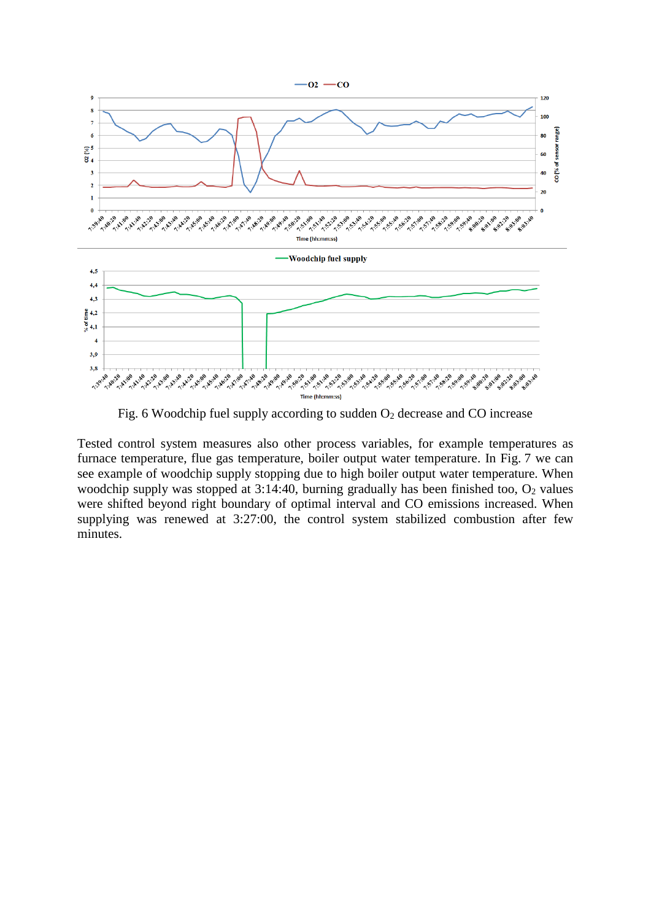O2 CO

O2 [%]

CO [% of sensor range]

Time (hh:mm:ss)

Woodchip fuel supply

% of time

Time (hh:mm:ss)

Fig. 6 Woodchip fuel supply according to sudden $O_2$ decrease and CO increase

Tested control system measures also other process variables, for example temperatures as furnace temperature, flue gas temperature, boiler output water temperature. In Fig. 7 we can see example of woodchip supply stopping due to high boiler output water temperature. When woodchip supply was stopped at 3:14:40, burning gradually has been finished too, $O_2$ values were shifted beyond right boundary of optimal interval and CO emissions increased. When supplying was renewed at 3:27:00, the control system stabilized combustion after few minutes.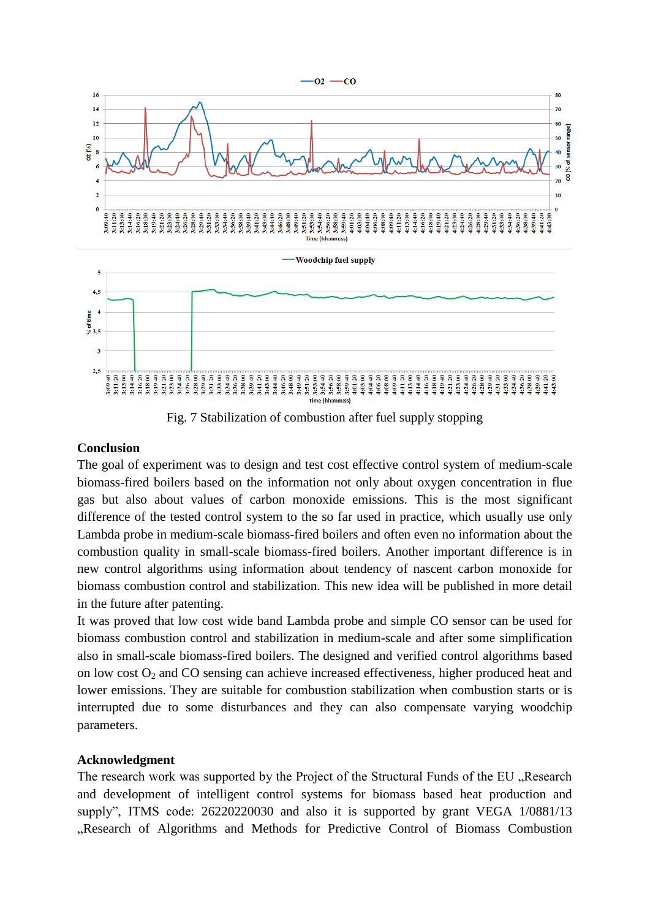O2 CO

16
14
12
10
8
6
4
2
0

O2 [%]

80
70
60
50
40
30
20
10
0

CO [% of sensor range]

3:09:40 3:11:20 3:13:00 3:14:40 3:16:20 3:18:00 3:19:40 3:21:20 3:23:00 3:24:40 3:26:20 3:28:00 3:29:40 3:31:20 3:33:00 3:34:40 3:36:20 3:38:00 3:39:40 3:41:20 3:43:00 3:44:40 3:46:20 3:48:00 3:49:40 3:51:20 3:53:00 3:54:40 3:56:20 3:58:00 3:59:40 4:01:20 4:03:00 4:04:40 4:06:20 4:08:00 4:09:40 4:11:20 4:13:00 4:14:40 4:16:20 4:18:00 4:19:40 4:21:20 4:23:00 4:24:40 4:26:20 4:28:00 4:29:40 4:31:20 4:33:00 4:34:40 4:36:20 4:38:00 4:39:40 4:41:20 4:43:00

Time (hh:mm:ss)

Woodchip fuel supply

5
4,5
4
3,5
3
2,5

% of time

3:09:40 3:11:20 3:13:00 3:14:40 3:16:20 3:18:00 3:19:40 3:21:20 3:23:00 3:24:40 3:26:20 3:28:00 3:29:40 3:31:20 3:33:00 3:34:40 3:36:20 3:38:00 3:39:40 3:41:20 3:43:00 3:44:40 3:46:20 3:48:00 3:49:40 3:51:20 3:53:00 3:54:40 3:56:20 3:58:00 3:59:40 4:01:20 4:03:00 4:04:40 4:06:20 4:08:00 4:09:40 4:11:20 4:13:00 4:14:40 4:16:20 4:18:00 4:19:40 4:21:20 4:23:00 4:24:40 4:26:20 4:28:00 4:29:40 4:31:20 4:33:00 4:34:40 4:36:20 4:38:00 4:39:40 4:41:20 4:43:00

Time (hh:mm:ss)

Fig. 7 Stabilization of combustion after fuel supply stopping

## Conclusion

The goal of experiment was to design and test cost effective control system of medium-scale biomass-fired boilers based on the information not only about oxygen concentration in flue gas but also about values of carbon monoxide emissions. This is the most significant difference of the tested control system to the so far used in practice, which usually use only Lambda probe in medium-scale biomass-fired boilers and often even no information about the combustion quality in small-scale biomass-fired boilers. Another important difference is in new control algorithms using information about tendency of nascent carbon monoxide for biomass combustion control and stabilization. This new idea will be published in more detail in the future after patenting.

It was proved that low cost wide band Lambda probe and simple CO sensor can be used for biomass combustion control and stabilization in medium-scale and after some simplification also in small-scale biomass-fired boilers. The designed and verified control algorithms based on low cost $O_2$ and CO sensing can achieve increased effectiveness, higher produced heat and lower emissions. They are suitable for combustion stabilization when combustion starts or is interrupted due to some disturbances and they can also compensate varying woodchip parameters.

## Acknowledgment

The research work was supported by the Project of the Structural Funds of the EU „Research and development of intelligent control systems for biomass based heat production and supply", ITMS code: 26220220030 and also it is supported by grant VEGA 1/0881/13 „Research of Algorithms and Methods for Predictive Control of Biomass Combustion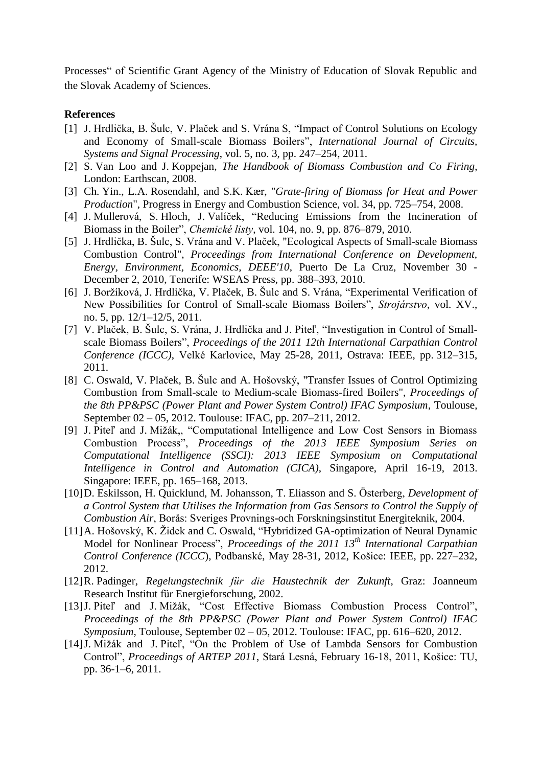Processes" of Scientific Grant Agency of the Ministry of Education of Slovak Republic and the Slovak Academy of Sciences.

**References**

[1] J. Hrdlička, B. Šulc, V. Plaček and S. Vrána S, "Impact of Control Solutions on Ecology and Economy of Small-scale Biomass Boilers", *International Journal of Circuits, Systems and Signal Processing*, vol. 5, no. 3, pp. 247–254, 2011.

[2] S. Van Loo and J. Koppejan, *The Handbook of Biomass Combustion and Co Firing*, London: Earthscan, 2008.

[3] Ch. Yin., L.A. Rosendahl, and S.K. Kær, "*Grate-firing of Biomass for Heat and Power Production*", Progress in Energy and Combustion Science, vol. 34, pp. 725–754, 2008.

[4] J. Mullerová, S. Hloch, J. Valíček, "Reducing Emissions from the Incineration of Biomass in the Boiler", *Chemické listy*, vol. 104, no. 9, pp. 876–879, 2010.

[5] J. Hrdlička, B. Šulc, S. Vrána and V. Plaček, "Ecological Aspects of Small-scale Biomass Combustion Control", *Proceedings from International Conference on Development, Energy, Environment, Economics, DEEE'10*, Puerto De La Cruz, November 30 - December 2, 2010, Tenerife: WSEAS Press, pp. 388–393, 2010.

[6] J. Boržíková, J. Hrdlička, V. Plaček, B. Šulc and S. Vrána, "Experimental Verification of New Possibilities for Control of Small-scale Biomass Boilers", *Strojárstvo*, vol. XV., no. 5, pp. 12/1–12/5, 2011.

[7] V. Plaček, B. Šulc, S. Vrána, J. Hrdlička and J. Piteľ, "Investigation in Control of Small-scale Biomass Boilers", *Proceedings of the 2011 12th International Carpathian Control Conference (ICCC)*, Velké Karlovice, May 25-28, 2011, Ostrava: IEEE, pp. 312–315, 2011.

[8] C. Oswald, V. Plaček, B. Šulc and A. Hošovský, "Transfer Issues of Control Optimizing Combustion from Small-scale to Medium-scale Biomass-fired Boilers", *Proceedings of the 8th PP&PSC (Power Plant and Power System Control) IFAC Symposium*, Toulouse, September 02 – 05, 2012. Toulouse: IFAC, pp. 207–211, 2012.

[9] J. Piteľ and J. Mižák,, "Computational Intelligence and Low Cost Sensors in Biomass Combustion Process", *Proceedings of the 2013 IEEE Symposium Series on Computational Intelligence (SSCI): 2013 IEEE Symposium on Computational Intelligence in Control and Automation (CICA)*, Singapore, April 16-19, 2013. Singapore: IEEE, pp. 165–168, 2013.

[10] D. Eskilsson, H. Quicklund, M. Johansson, T. Eliasson and S. Österberg, *Development of a Control System that Utilises the Information from Gas Sensors to Control the Supply of Combustion Air*, Borås: Sveriges Provnings-och Forskningsinstitut Energiteknik, 2004.

[11] A. Hošovský, K. Židek and C. Oswald, "Hybridized GA-optimization of Neural Dynamic Model for Nonlinear Process", *Proceedings of the 2011 13th International Carpathian Control Conference (ICCC*), Podbanské, May 28-31, 2012, Košice: IEEE, pp. 227–232, 2012.

[12] R. Padinger, *Regelungstechnik für die Haustechnik der Zukunft*, Graz: Joanneum Research Institut für Energieforschung, 2002.

[13] J. Piteľ and J. Mižák, "Cost Effective Biomass Combustion Process Control", *Proceedings of the 8th PP&PSC (Power Plant and Power System Control) IFAC Symposium*, Toulouse, September 02 – 05, 2012. Toulouse: IFAC, pp. 616–620, 2012.

[14] J. Mižák and J. Piteľ, "On the Problem of Use of Lambda Sensors for Combustion Control", *Proceedings of ARTEP 2011*, Stará Lesná, February 16-18, 2011, Košice: TU, pp. 36-1–6, 2011.